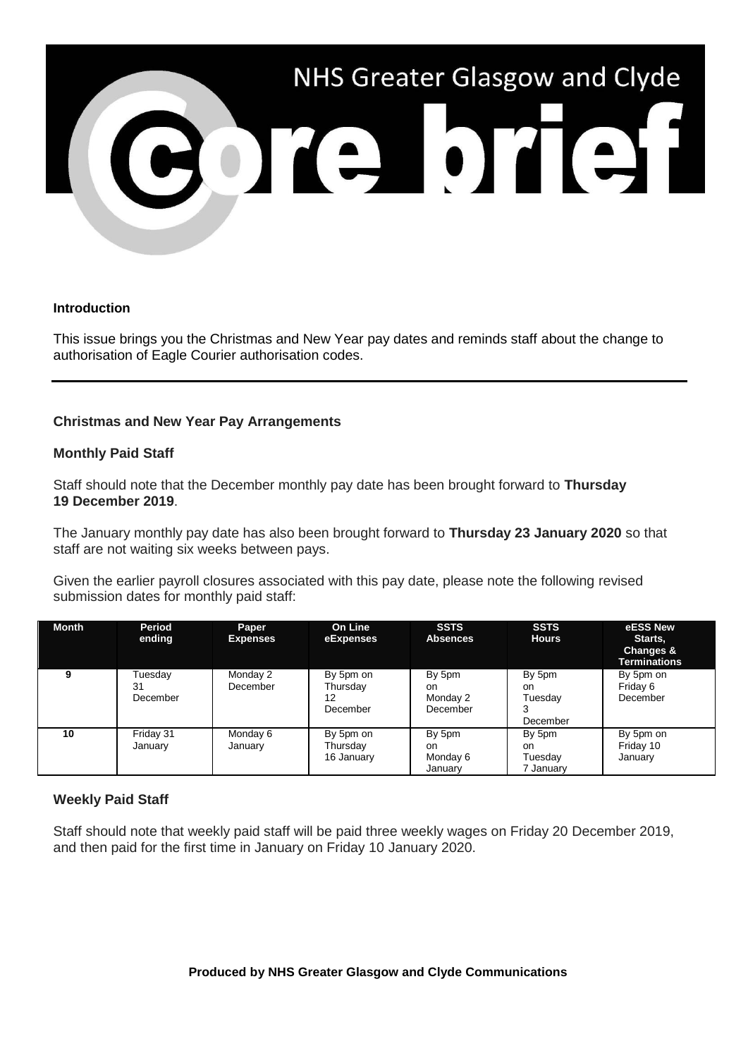# NHS Greater Glasgow and Clyde

# core brief

**Introduction**

This issue brings you the Christmas and New Year pay dates and reminds staff about the change to authorisation of Eagle Courier authorisation codes.

---

**Christmas and New Year Pay Arrangements**

**Monthly Paid Staff**

Staff should note that the December monthly pay date has been brought forward to **Thursday 19 December 2019**.

The January monthly pay date has also been brought forward to **Thursday 23 January 2020** so that staff are not waiting six weeks between pays.

Given the earlier payroll closures associated with this pay date, please note the following revised submission dates for monthly paid staff:

| Month | Period ending | Paper Expenses | On Line eExpenses | SSTS Absences | SSTS Hours | eESS New Starts, Changes & Terminations |
|---|---|---|---|---|---|---|
| 9 | Tuesday 31 December | Monday 2 December | By 5pm on Thursday 12 December | By 5pm on Monday 2 December | By 5pm on Tuesday 3 December | By 5pm on Friday 6 December |
| 10 | Friday 31 January | Monday 6 January | By 5pm on Thursday 16 January | By 5pm on Monday 6 January | By 5pm on Tuesday 7 January | By 5pm on Friday 10 January |

**Weekly Paid Staff**

Staff should note that weekly paid staff will be paid three weekly wages on Friday 20 December 2019, and then paid for the first time in January on Friday 10 January 2020.

**Produced by NHS Greater Glasgow and Clyde Communications**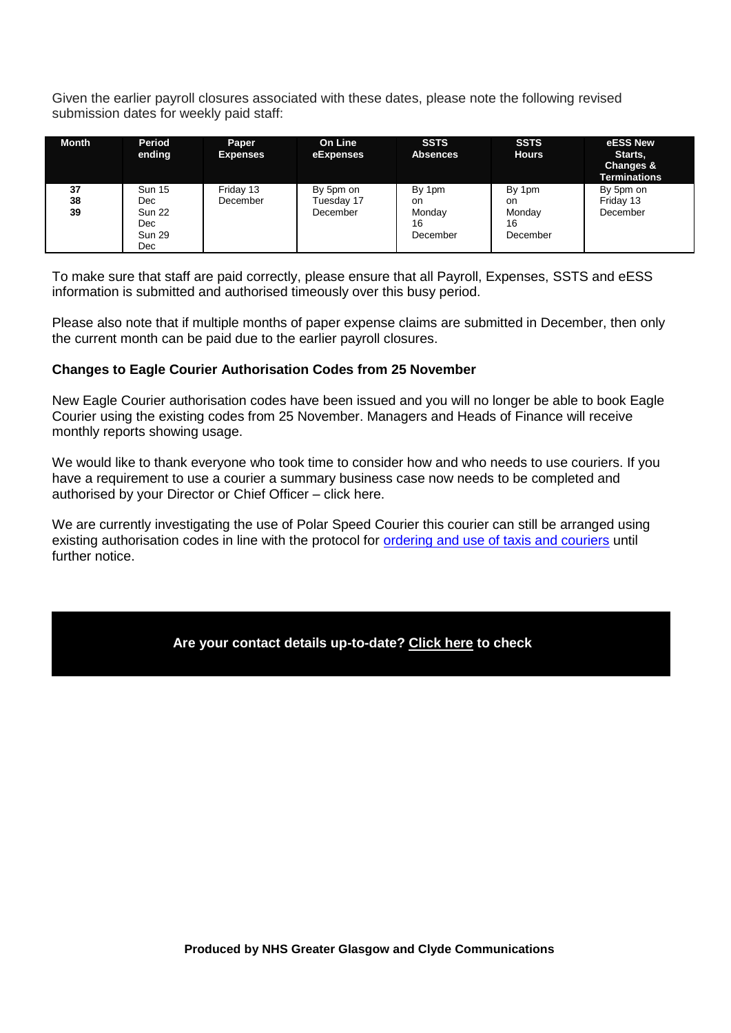Given the earlier payroll closures associated with these dates, please note the following revised submission dates for weekly paid staff:

| Month | Period ending | Paper Expenses | On Line eExpenses | SSTS Absences | SSTS Hours | eESS New Starts, Changes & Terminations |
|---|---|---|---|---|---|---|
| 37<br>38<br>39 | Sun 15 Dec<br>Sun 22 Dec<br>Sun 29 Dec | Friday 13 December | By 5pm on Tuesday 17 December | By 1pm on Monday 16 December | By 1pm on Monday 16 December | By 5pm on Friday 13 December |

To make sure that staff are paid correctly, please ensure that all Payroll, Expenses, SSTS and eESS information is submitted and authorised timeously over this busy period.

Please also note that if multiple months of paper expense claims are submitted in December, then only the current month can be paid due to the earlier payroll closures.

**Changes to Eagle Courier Authorisation Codes from 25 November**

New Eagle Courier authorisation codes have been issued and you will no longer be able to book Eagle Courier using the existing codes from 25 November. Managers and Heads of Finance will receive monthly reports showing usage.

We would like to thank everyone who took time to consider how and who needs to use couriers. If you have a requirement to use a courier a summary business case now needs to be completed and authorised by your Director or Chief Officer – click here.

We are currently investigating the use of Polar Speed Courier this courier can still be arranged using existing authorisation codes in line with the protocol for ordering and use of taxis and couriers until further notice.

**Are your contact details up-to-date? Click here to check**

**Produced by NHS Greater Glasgow and Clyde Communications**